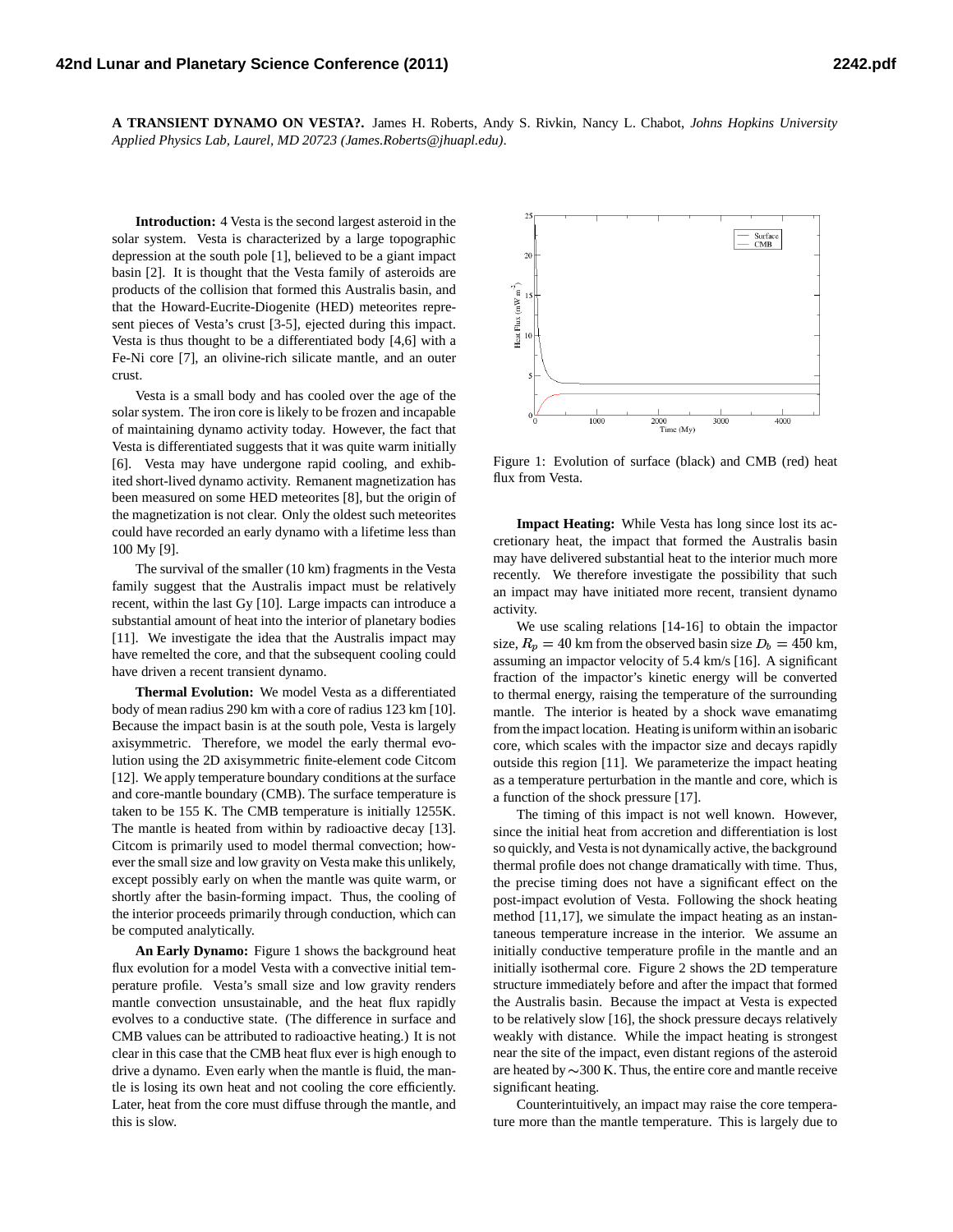# A TRANSIENT DYNAMO ON VESTA?.

James H. Roberts, Andy S. Rivkin, Nancy L. Chabot, *Johns Hopkins University Applied Physics Lab, Laurel, MD 20723 (James.Roberts@jhuapl.edu)*.

**Introduction:** 4 Vesta is the second largest asteroid in the solar system. Vesta is characterized by a large topographic depression at the south pole [1], believed to be a giant impact basin [2]. It is thought that the Vesta family of asteroids are products of the collision that formed this Australis basin, and that the Howard-Eucrite-Diogenite (HED) meteorites represent pieces of Vesta's crust [3-5], ejected during this impact. Vesta is thus thought to be a differentiated body [4,6] with a Fe-Ni core [7], an olivine-rich silicate mantle, and an outer crust.

Vesta is a small body and has cooled over the age of the solar system. The iron core is likely to be frozen and incapable of maintaining dynamo activity today. However, the fact that Vesta is differentiated suggests that it was quite warm initially [6]. Vesta may have undergone rapid cooling, and exhibited short-lived dynamo activity. Remanent magnetization has been measured on some HED meteorites [8], but the origin of the magnetization is not clear. Only the oldest such meteorites could have recorded an early dynamo with a lifetime less than 100 My [9].

The survival of the smaller (10 km) fragments in the Vesta family suggest that the Australis impact must be relatively recent, within the last Gy [10]. Large impacts can introduce a substantial amount of heat into the interior of planetary bodies [11]. We investigate the idea that the Australis impact may have remelted the core, and that the subsequent cooling could have driven a recent transient dynamo.

**Thermal Evolution:** We model Vesta as a differentiated body of mean radius 290 km with a core of radius 123 km [10]. Because the impact basin is at the south pole, Vesta is largely axisymmetric. Therefore, we model the early thermal evolution using the 2D axisymmetric finite-element code Citcom [12]. We apply temperature boundary conditions at the surface and core-mantle boundary (CMB). The surface temperature is taken to be 155 K. The CMB temperature is initially 1255K. The mantle is heated from within by radioactive decay [13]. Citcom is primarily used to model thermal convection; however the small size and low gravity on Vesta make this unlikely, except possibly early on when the mantle was quite warm, or shortly after the basin-forming impact. Thus, the cooling of the interior proceeds primarily through conduction, which can be computed analytically.

**An Early Dynamo:** Figure 1 shows the background heat flux evolution for a model Vesta with a convective initial temperature profile. Vesta's small size and low gravity renders mantle convection unsustainable, and the heat flux rapidly evolves to a conductive state. (The difference in surface and CMB values can be attributed to radioactive heating.) It is not clear in this case that the CMB heat flux ever is high enough to drive a dynamo. Even early when the mantle is fluid, the mantle is losing its own heat and not cooling the core efficiently. Later, heat from the core must diffuse through the mantle, and this is slow.

Figure 1: Evolution of surface (black) and CMB (red) heat flux from Vesta.

**Impact Heating:** While Vesta has long since lost its accretionary heat, the impact that formed the Australis basin may have delivered substantial heat to the interior much more recently. We therefore investigate the possibility that such an impact may have initiated more recent, transient dynamo activity.

We use scaling relations [14-16] to obtain the impactor size, $R_p = 40$ km from the observed basin size $D_b = 450$ km, assuming an impactor velocity of 5.4 km/s [16]. A significant fraction of the impactor's kinetic energy will be converted to thermal energy, raising the temperature of the surrounding mantle. The interior is heated by a shock wave emanatimg from the impact location. Heating is uniform within an isobaric core, which scales with the impactor size and decays rapidly outside this region [11]. We parameterize the impact heating as a temperature perturbation in the mantle and core, which is a function of the shock pressure [17].

The timing of this impact is not well known. However, since the initial heat from accretion and differentiation is lost so quickly, and Vesta is not dynamically active, the background thermal profile does not change dramatically with time. Thus, the precise timing does not have a significant effect on the post-impact evolution of Vesta. Following the shock heating method [11,17], we simulate the impact heating as an instantaneous temperature increase in the interior. We assume an initially conductive temperature profile in the mantle and an initially isothermal core. Figure 2 shows the 2D temperature structure immediately before and after the impact that formed the Australis basin. Because the impact at Vesta is expected to be relatively slow [16], the shock pressure decays relatively weakly with distance. While the impact heating is strongest near the site of the impact, even distant regions of the asteroid are heated by $\sim$300 K. Thus, the entire core and mantle receive significant heating.

Counterintuitively, an impact may raise the core temperature more than the mantle temperature. This is largely due to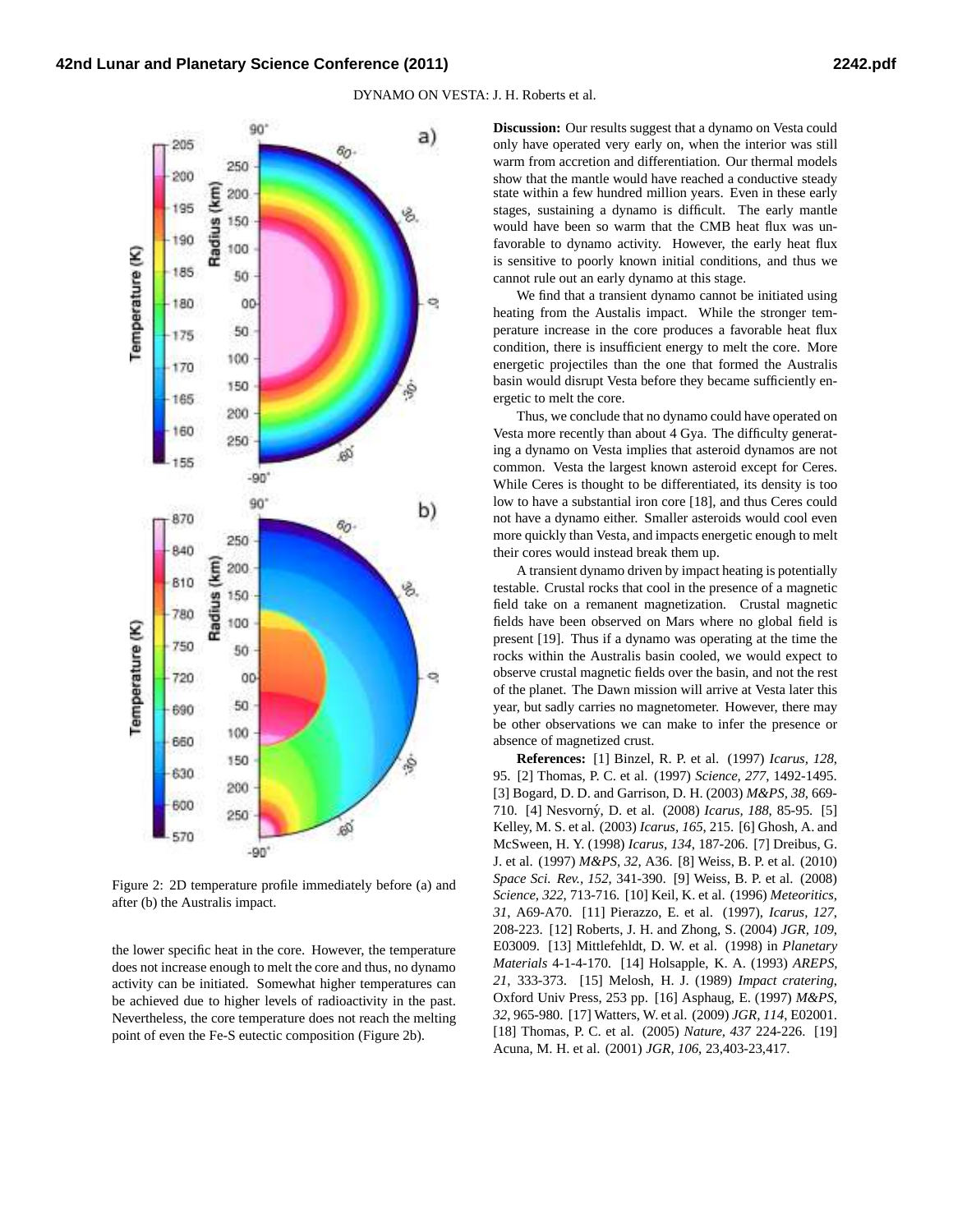90°
205
200
195
190
185
180
175
170
165
160
155
Temperature (K)
250
200
150
100
50
00
50
100
150
200
250
Radius (km)
60°
30°
0
30°
60°
-90°
a)

90°
870
840
810
780
750
720
690
660
630
600
570
Temperature (K)
250
200
150
100
50
00
50
100
150
200
250
Radius (km)
60°
30°
0
30°
60°
-90°
b)

Figure 2: 2D temperature profile immediately before (a) and after (b) the Australis impact.

the lower specific heat in the core. However, the temperature does not increase enough to melt the core and thus, no dynamo activity can be initiated. Somewhat higher temperatures can be achieved due to higher levels of radioactivity in the past. Nevertheless, the core temperature does not reach the melting point of even the Fe-S eutectic composition (Figure 2b).

**Discussion:** Our results suggest that a dynamo on Vesta could only have operated very early on, when the interior was still warm from accretion and differentiation. Our thermal models show that the mantle would have reached a conductive steady state within a few hundred million years. Even in these early stages, sustaining a dynamo is difficult. The early mantle would have been so warm that the CMB heat flux was unfavorable to dynamo activity. However, the early heat flux is sensitive to poorly known initial conditions, and thus we cannot rule out an early dynamo at this stage.

We find that a transient dynamo cannot be initiated using heating from the Austalis impact. While the stronger temperature increase in the core produces a favorable heat flux condition, there is insufficient energy to melt the core. More energetic projectiles than the one that formed the Australis basin would disrupt Vesta before they became sufficiently energetic to melt the core.

Thus, we conclude that no dynamo could have operated on Vesta more recently than about 4 Gya. The difficulty generating a dynamo on Vesta implies that asteroid dynamos are not common. Vesta the largest known asteroid except for Ceres. While Ceres is thought to be differentiated, its density is too low to have a substantial iron core [18], and thus Ceres could not have a dynamo either. Smaller asteroids would cool even more quickly than Vesta, and impacts energetic enough to melt their cores would instead break them up.

A transient dynamo driven by impact heating is potentially testable. Crustal rocks that cool in the presence of a magnetic field take on a remanent magnetization. Crustal magnetic fields have been observed on Mars where no global field is present [19]. Thus if a dynamo was operating at the time the rocks within the Australis basin cooled, we would expect to observe crustal magnetic fields over the basin, and not the rest of the planet. The Dawn mission will arrive at Vesta later this year, but sadly carries no magnetometer. However, there may be other observations we can make to infer the presence or absence of magnetized crust.

**References:** [1] Binzel, R. P. et al. (1997) *Icarus, 128*, 95. [2] Thomas, P. C. et al. (1997) *Science, 277*, 1492-1495. [3] Bogard, D. D. and Garrison, D. H. (2003) *M&PS, 38*, 669-710. [4] Nesvorný, D. et al. (2008) *Icarus, 188*, 85-95. [5] Kelley, M. S. et al. (2003) *Icarus, 165*, 215. [6] Ghosh, A. and McSween, H. Y. (1998) *Icarus, 134*, 187-206. [7] Dreibus, G. J. et al. (1997) *M&PS, 32*, A36. [8] Weiss, B. P. et al. (2010) *Space Sci. Rev., 152*, 341-390. [9] Weiss, B. P. et al. (2008) *Science, 322*, 713-716. [10] Keil, K. et al. (1996) *Meteoritics, 31*, A69-A70. [11] Pierazzo, E. et al. (1997), *Icarus, 127*, 208-223. [12] Roberts, J. H. and Zhong, S. (2004) *JGR, 109*, E03009. [13] Mittlefehldt, D. W. et al. (1998) in *Planetary Materials* 4-1-4-170. [14] Holsapple, K. A. (1993) *AREPS, 21*, 333-373. [15] Melosh, H. J. (1989) *Impact cratering*, Oxford Univ Press, 253 pp. [16] Asphaug, E. (1997) *M&PS, 32*, 965-980. [17] Watters, W. et al. (2009) *JGR, 114*, E02001. [18] Thomas, P. C. et al. (2005) *Nature, 437* 224-226. [19] Acuna, M. H. et al. (2001) *JGR, 106*, 23,403-23,417.